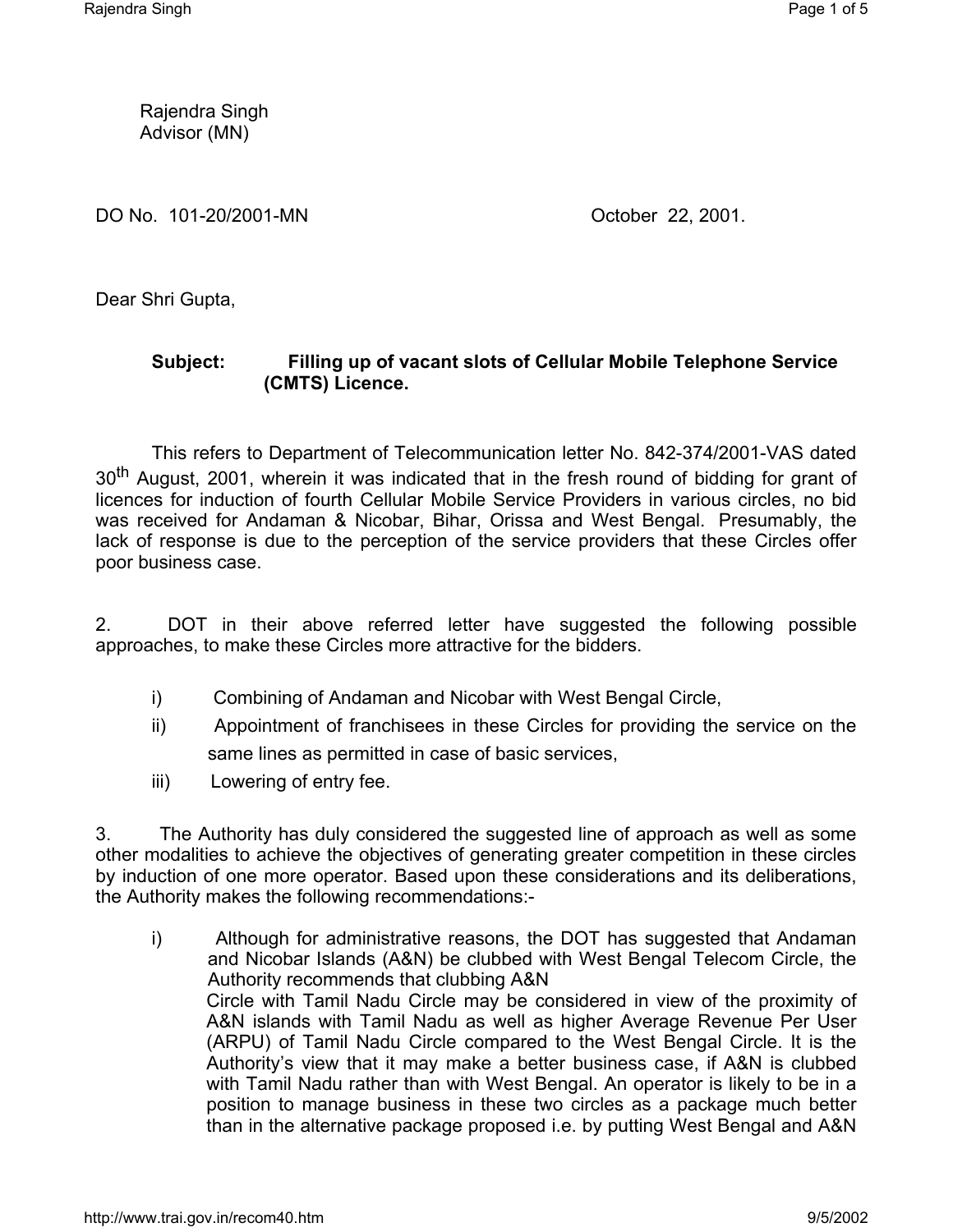Rajendra Singh
Advisor (MN)

DO No. 101-20/2001-MN October 22, 2001.

Dear Shri Gupta,

**Subject: Filling up of vacant slots of Cellular Mobile Telephone Service (CMTS) Licence.**

This refers to Department of Telecommunication letter No. 842-374/2001-VAS dated 30th August, 2001, wherein it was indicated that in the fresh round of bidding for grant of licences for induction of fourth Cellular Mobile Service Providers in various circles, no bid was received for Andaman & Nicobar, Bihar, Orissa and West Bengal. Presumably, the lack of response is due to the perception of the service providers that these Circles offer poor business case.

2. DOT in their above referred letter have suggested the following possible approaches, to make these Circles more attractive for the bidders.

i) Combining of Andaman and Nicobar with West Bengal Circle,

ii) Appointment of franchisees in these Circles for providing the service on the same lines as permitted in case of basic services,

iii) Lowering of entry fee.

3. The Authority has duly considered the suggested line of approach as well as some other modalities to achieve the objectives of generating greater competition in these circles by induction of one more operator. Based upon these considerations and its deliberations, the Authority makes the following recommendations:-

i) Although for administrative reasons, the DOT has suggested that Andaman and Nicobar Islands (A&N) be clubbed with West Bengal Telecom Circle, the Authority recommends that clubbing A&N Circle with Tamil Nadu Circle may be considered in view of the proximity of A&N islands with Tamil Nadu as well as higher Average Revenue Per User (ARPU) of Tamil Nadu Circle compared to the West Bengal Circle. It is the Authority's view that it may make a better business case, if A&N is clubbed with Tamil Nadu rather than with West Bengal. An operator is likely to be in a position to manage business in these two circles as a package much better than in the alternative package proposed i.e. by putting West Bengal and A&N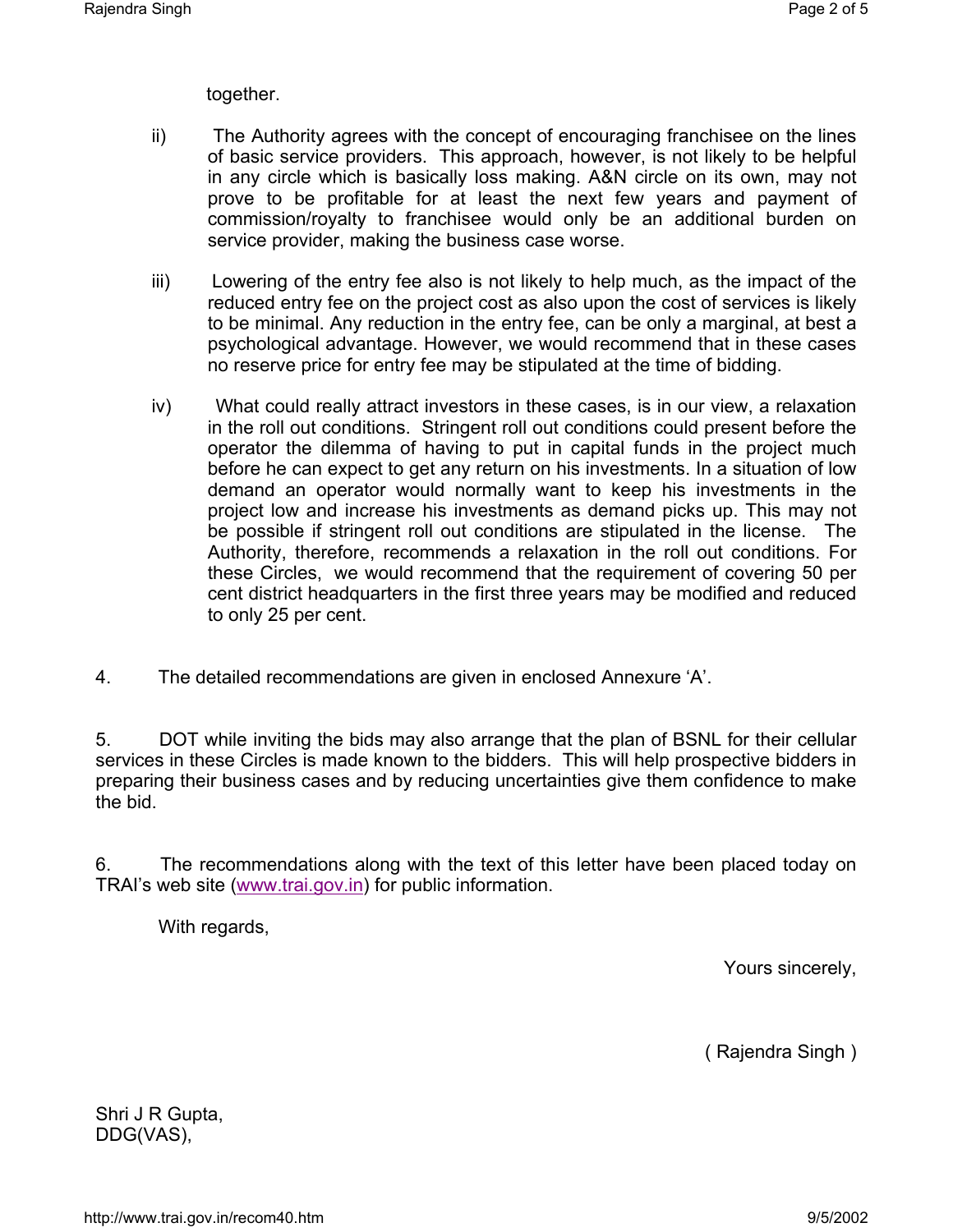together.

ii) The Authority agrees with the concept of encouraging franchisee on the lines of basic service providers. This approach, however, is not likely to be helpful in any circle which is basically loss making. A&N circle on its own, may not prove to be profitable for at least the next few years and payment of commission/royalty to franchisee would only be an additional burden on service provider, making the business case worse.

iii) Lowering of the entry fee also is not likely to help much, as the impact of the reduced entry fee on the project cost as also upon the cost of services is likely to be minimal. Any reduction in the entry fee, can be only a marginal, at best a psychological advantage. However, we would recommend that in these cases no reserve price for entry fee may be stipulated at the time of bidding.

iv) What could really attract investors in these cases, is in our view, a relaxation in the roll out conditions. Stringent roll out conditions could present before the operator the dilemma of having to put in capital funds in the project much before he can expect to get any return on his investments. In a situation of low demand an operator would normally want to keep his investments in the project low and increase his investments as demand picks up. This may not be possible if stringent roll out conditions are stipulated in the license. The Authority, therefore, recommends a relaxation in the roll out conditions. For these Circles, we would recommend that the requirement of covering 50 per cent district headquarters in the first three years may be modified and reduced to only 25 per cent.

4. The detailed recommendations are given in enclosed Annexure 'A'.

5. DOT while inviting the bids may also arrange that the plan of BSNL for their cellular services in these Circles is made known to the bidders. This will help prospective bidders in preparing their business cases and by reducing uncertainties give them confidence to make the bid.

6. The recommendations along with the text of this letter have been placed today on TRAI's web site (www.trai.gov.in) for public information.

With regards,

Yours sincerely,

( Rajendra Singh )

Shri J R Gupta,
DDG(VAS),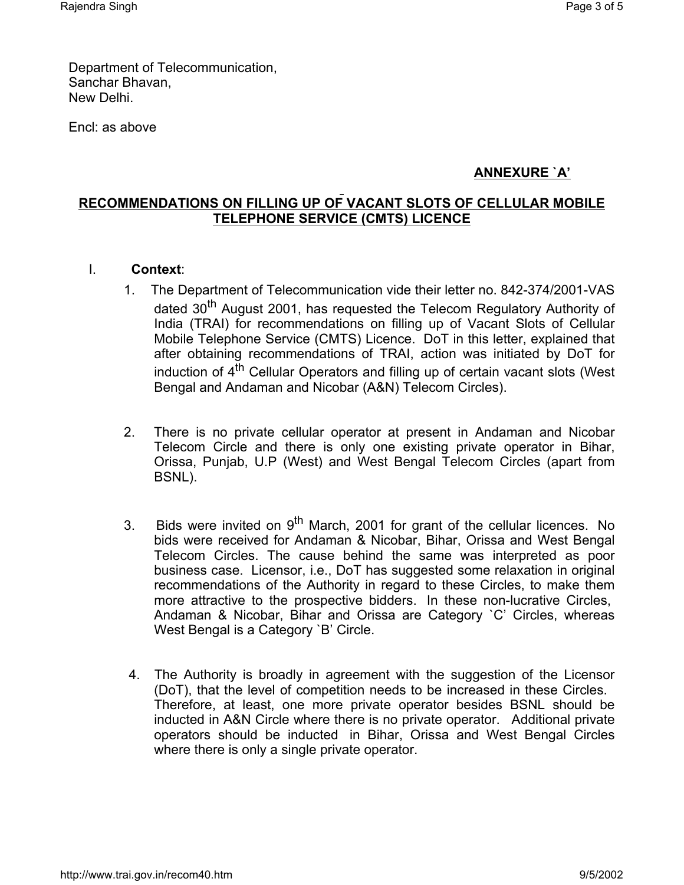Department of Telecommunication,
Sanchar Bhavan,
New Delhi.

Encl: as above

**ANNEXURE `A'**

## RECOMMENDATIONS ON FILLING UP OF VACANT SLOTS OF CELLULAR MOBILE TELEPHONE SERVICE (CMTS) LICENCE

### I. Context:

1. The Department of Telecommunication vide their letter no. 842-374/2001-VAS dated 30th August 2001, has requested the Telecom Regulatory Authority of India (TRAI) for recommendations on filling up of Vacant Slots of Cellular Mobile Telephone Service (CMTS) Licence. DoT in this letter, explained that after obtaining recommendations of TRAI, action was initiated by DoT for induction of 4th Cellular Operators and filling up of certain vacant slots (West Bengal and Andaman and Nicobar (A&N) Telecom Circles).

2. There is no private cellular operator at present in Andaman and Nicobar Telecom Circle and there is only one existing private operator in Bihar, Orissa, Punjab, U.P (West) and West Bengal Telecom Circles (apart from BSNL).

3. Bids were invited on 9th March, 2001 for grant of the cellular licences. No bids were received for Andaman & Nicobar, Bihar, Orissa and West Bengal Telecom Circles. The cause behind the same was interpreted as poor business case. Licensor, i.e., DoT has suggested some relaxation in original recommendations of the Authority in regard to these Circles, to make them more attractive to the prospective bidders. In these non-lucrative Circles, Andaman & Nicobar, Bihar and Orissa are Category `C' Circles, whereas West Bengal is a Category `B' Circle.

4. The Authority is broadly in agreement with the suggestion of the Licensor (DoT), that the level of competition needs to be increased in these Circles. Therefore, at least, one more private operator besides BSNL should be inducted in A&N Circle where there is no private operator. Additional private operators should be inducted in Bihar, Orissa and West Bengal Circles where there is only a single private operator.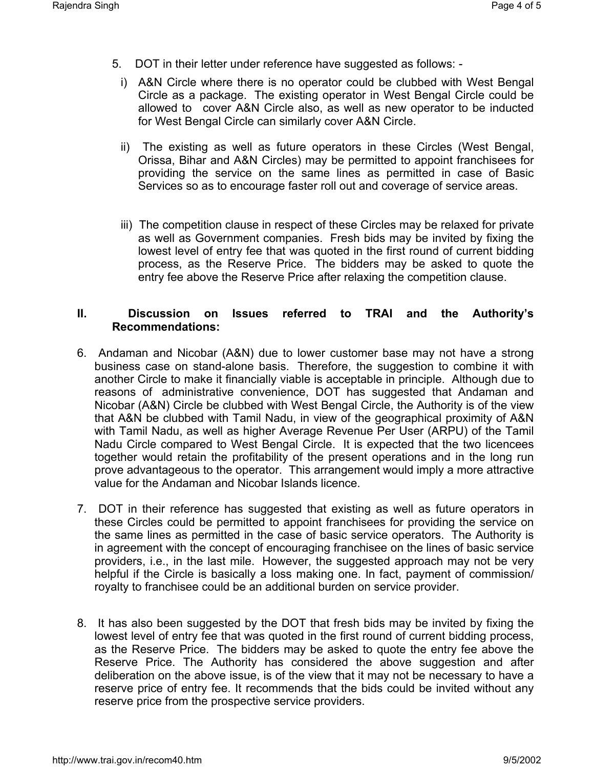5. DOT in their letter under reference have suggested as follows: -

   i) A&N Circle where there is no operator could be clubbed with West Bengal Circle as a package. The existing operator in West Bengal Circle could be allowed to cover A&N Circle also, as well as new operator to be inducted for West Bengal Circle can similarly cover A&N Circle.

   ii) The existing as well as future operators in these Circles (West Bengal, Orissa, Bihar and A&N Circles) may be permitted to appoint franchisees for providing the service on the same lines as permitted in case of Basic Services so as to encourage faster roll out and coverage of service areas.

   iii) The competition clause in respect of these Circles may be relaxed for private as well as Government companies. Fresh bids may be invited by fixing the lowest level of entry fee that was quoted in the first round of current bidding process, as the Reserve Price. The bidders may be asked to quote the entry fee above the Reserve Price after relaxing the competition clause.

## II. Discussion on Issues referred to TRAI and the Authority's Recommendations:

6. Andaman and Nicobar (A&N) due to lower customer base may not have a strong business case on stand-alone basis. Therefore, the suggestion to combine it with another Circle to make it financially viable is acceptable in principle. Although due to reasons of administrative convenience, DOT has suggested that Andaman and Nicobar (A&N) Circle be clubbed with West Bengal Circle, the Authority is of the view that A&N be clubbed with Tamil Nadu, in view of the geographical proximity of A&N with Tamil Nadu, as well as higher Average Revenue Per User (ARPU) of the Tamil Nadu Circle compared to West Bengal Circle. It is expected that the two licencees together would retain the profitability of the present operations and in the long run prove advantageous to the operator. This arrangement would imply a more attractive value for the Andaman and Nicobar Islands licence.

7. DOT in their reference has suggested that existing as well as future operators in these Circles could be permitted to appoint franchisees for providing the service on the same lines as permitted in the case of basic service operators. The Authority is in agreement with the concept of encouraging franchisee on the lines of basic service providers, i.e., in the last mile. However, the suggested approach may not be very helpful if the Circle is basically a loss making one. In fact, payment of commission/ royalty to franchisee could be an additional burden on service provider.

8. It has also been suggested by the DOT that fresh bids may be invited by fixing the lowest level of entry fee that was quoted in the first round of current bidding process, as the Reserve Price. The bidders may be asked to quote the entry fee above the Reserve Price. The Authority has considered the above suggestion and after deliberation on the above issue, is of the view that it may not be necessary to have a reserve price of entry fee. It recommends that the bids could be invited without any reserve price from the prospective service providers.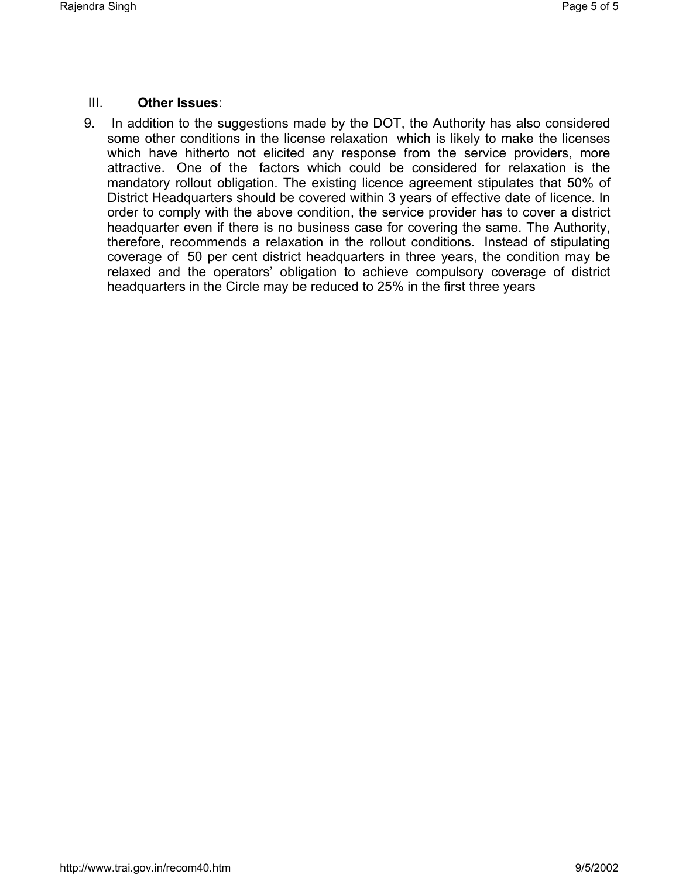## III. **Other Issues**:

9. In addition to the suggestions made by the DOT, the Authority has also considered some other conditions in the license relaxation which is likely to make the licenses which have hitherto not elicited any response from the service providers, more attractive. One of the factors which could be considered for relaxation is the mandatory rollout obligation. The existing licence agreement stipulates that 50% of District Headquarters should be covered within 3 years of effective date of licence. In order to comply with the above condition, the service provider has to cover a district headquarter even if there is no business case for covering the same. The Authority, therefore, recommends a relaxation in the rollout conditions. Instead of stipulating coverage of 50 per cent district headquarters in three years, the condition may be relaxed and the operators' obligation to achieve compulsory coverage of district headquarters in the Circle may be reduced to 25% in the first three years